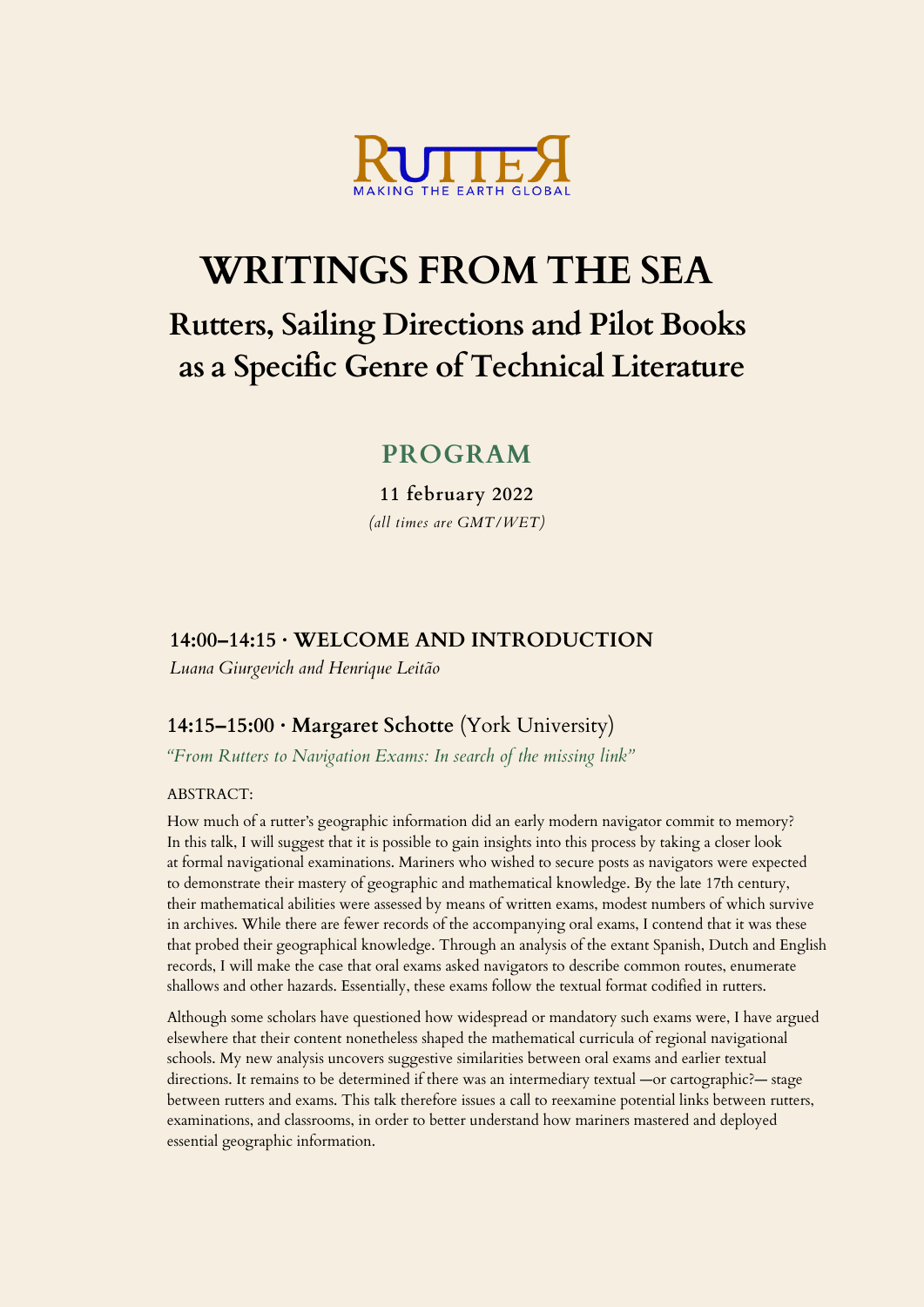RUTTER

MAKING THE EARTH GLOBAL

# WRITINGS FROM THE SEA

## Rutters, Sailing Directions and Pilot Books as a Specific Genre of Technical Literature

## PROGRAM

**11 february 2022**

*(all times are GMT/WET)*

### 14:00–14:15 · WELCOME AND INTRODUCTION

*Luana Giurgevich and Henrique Leitão*

### 14:15–15:00 · Margaret Schotte (York University)

*"From Rutters to Navigation Exams: In search of the missing link"*

ABSTRACT:

How much of a rutter's geographic information did an early modern navigator commit to memory? In this talk, I will suggest that it is possible to gain insights into this process by taking a closer look at formal navigational examinations. Mariners who wished to secure posts as navigators were expected to demonstrate their mastery of geographic and mathematical knowledge. By the late 17th century, their mathematical abilities were assessed by means of written exams, modest numbers of which survive in archives. While there are fewer records of the accompanying oral exams, I contend that it was these that probed their geographical knowledge. Through an analysis of the extant Spanish, Dutch and English records, I will make the case that oral exams asked navigators to describe common routes, enumerate shallows and other hazards. Essentially, these exams follow the textual format codified in rutters.

Although some scholars have questioned how widespread or mandatory such exams were, I have argued elsewhere that their content nonetheless shaped the mathematical curricula of regional navigational schools. My new analysis uncovers suggestive similarities between oral exams and earlier textual directions. It remains to be determined if there was an intermediary textual —or cartographic?— stage between rutters and exams. This talk therefore issues a call to reexamine potential links between rutters, examinations, and classrooms, in order to better understand how mariners mastered and deployed essential geographic information.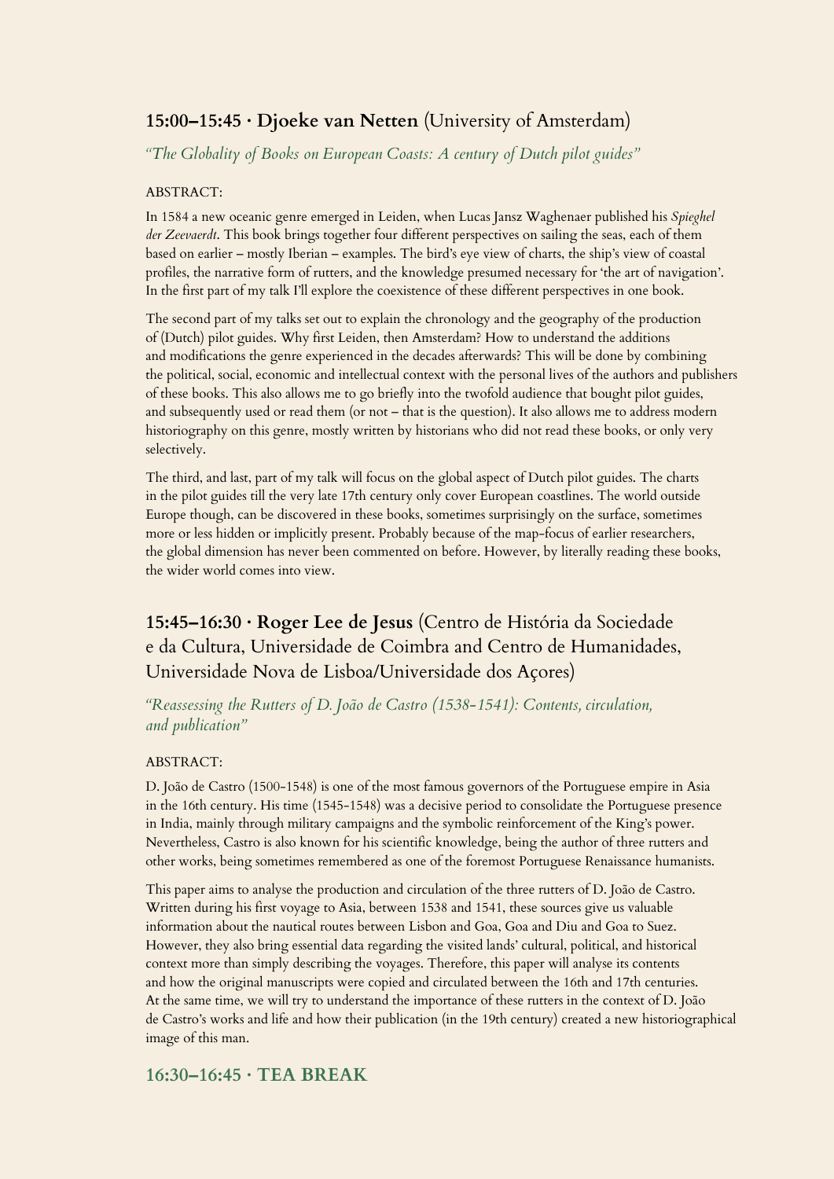## 15:00–15:45 · **Djoeke van Netten** (University of Amsterdam)

*"The Globality of Books on European Coasts: A century of Dutch pilot guides"*

ABSTRACT:

In 1584 a new oceanic genre emerged in Leiden, when Lucas Jansz Waghenaer published his *Spieghel der Zeevaerdt*. This book brings together four different perspectives on sailing the seas, each of them based on earlier – mostly Iberian – examples. The bird's eye view of charts, the ship's view of coastal profiles, the narrative form of rutters, and the knowledge presumed necessary for 'the art of navigation'. In the first part of my talk I'll explore the coexistence of these different perspectives in one book.

The second part of my talks set out to explain the chronology and the geography of the production of (Dutch) pilot guides. Why first Leiden, then Amsterdam? How to understand the additions and modifications the genre experienced in the decades afterwards? This will be done by combining the political, social, economic and intellectual context with the personal lives of the authors and publishers of these books. This also allows me to go briefly into the twofold audience that bought pilot guides, and subsequently used or read them (or not – that is the question). It also allows me to address modern historiography on this genre, mostly written by historians who did not read these books, or only very selectively.

The third, and last, part of my talk will focus on the global aspect of Dutch pilot guides. The charts in the pilot guides till the very late 17th century only cover European coastlines. The world outside Europe though, can be discovered in these books, sometimes surprisingly on the surface, sometimes more or less hidden or implicitly present. Probably because of the map-focus of earlier researchers, the global dimension has never been commented on before. However, by literally reading these books, the wider world comes into view.

## 15:45–16:30 · **Roger Lee de Jesus** (Centro de História da Sociedade e da Cultura, Universidade de Coimbra and Centro de Humanidades, Universidade Nova de Lisboa/Universidade dos Açores)

*"Reassessing the Rutters of D. João de Castro (1538-1541): Contents, circulation, and publication"*

ABSTRACT:

D. João de Castro (1500-1548) is one of the most famous governors of the Portuguese empire in Asia in the 16th century. His time (1545-1548) was a decisive period to consolidate the Portuguese presence in India, mainly through military campaigns and the symbolic reinforcement of the King's power. Nevertheless, Castro is also known for his scientific knowledge, being the author of three rutters and other works, being sometimes remembered as one of the foremost Portuguese Renaissance humanists.

This paper aims to analyse the production and circulation of the three rutters of D. João de Castro. Written during his first voyage to Asia, between 1538 and 1541, these sources give us valuable information about the nautical routes between Lisbon and Goa, Goa and Diu and Goa to Suez. However, they also bring essential data regarding the visited lands' cultural, political, and historical context more than simply describing the voyages. Therefore, this paper will analyse its contents and how the original manuscripts were copied and circulated between the 16th and 17th centuries. At the same time, we will try to understand the importance of these rutters in the context of D. João de Castro's works and life and how their publication (in the 19th century) created a new historiographical image of this man.

## 16:30–16:45 · TEA BREAK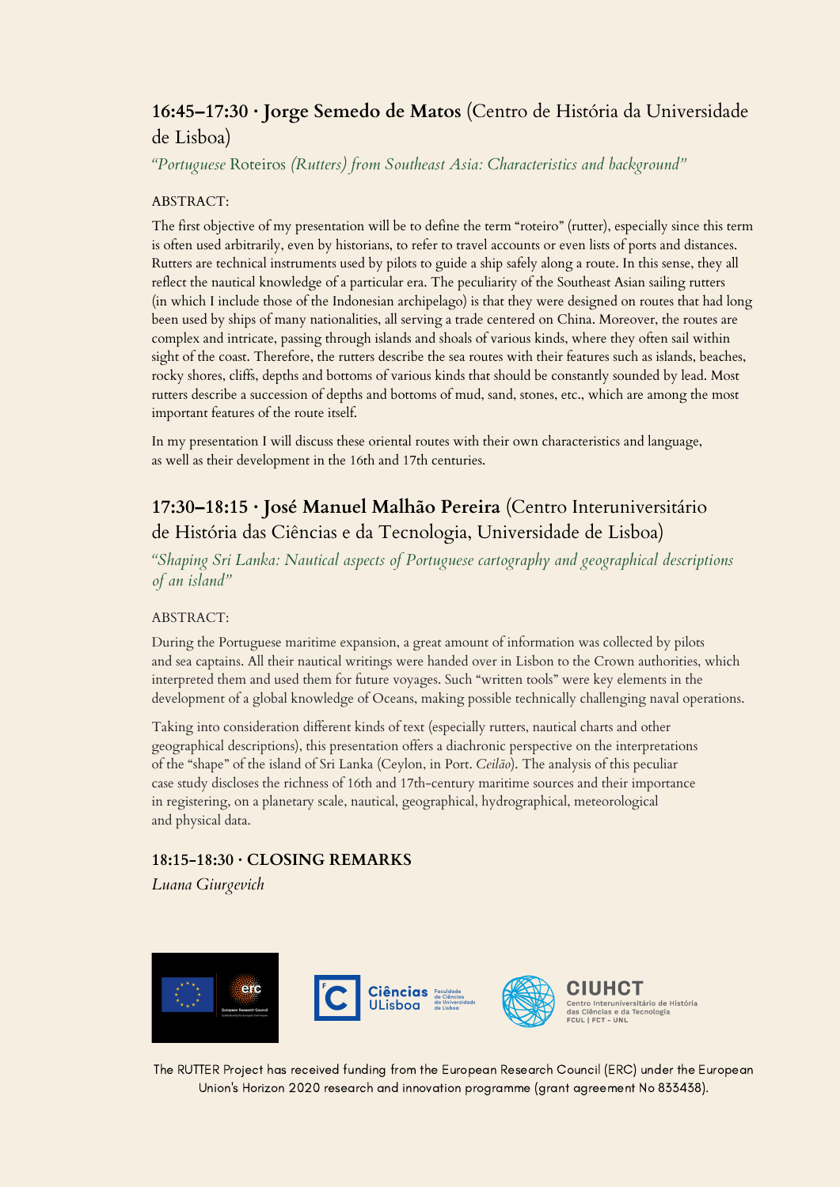## 16:45–17:30 · **Jorge Semedo de Matos** (Centro de História da Universidade de Lisboa)

*"Portuguese* Roteiros *(Rutters) from Southeast Asia: Characteristics and background"*

ABSTRACT:

The first objective of my presentation will be to define the term "roteiro" (rutter), especially since this term is often used arbitrarily, even by historians, to refer to travel accounts or even lists of ports and distances. Rutters are technical instruments used by pilots to guide a ship safely along a route. In this sense, they all reflect the nautical knowledge of a particular era. The peculiarity of the Southeast Asian sailing rutters (in which I include those of the Indonesian archipelago) is that they were designed on routes that had long been used by ships of many nationalities, all serving a trade centered on China. Moreover, the routes are complex and intricate, passing through islands and shoals of various kinds, where they often sail within sight of the coast. Therefore, the rutters describe the sea routes with their features such as islands, beaches, rocky shores, cliffs, depths and bottoms of various kinds that should be constantly sounded by lead. Most rutters describe a succession of depths and bottoms of mud, sand, stones, etc., which are among the most important features of the route itself.

In my presentation I will discuss these oriental routes with their own characteristics and language, as well as their development in the 16th and 17th centuries.

## 17:30–18:15 · **José Manuel Malhão Pereira** (Centro Interuniversitário de História das Ciências e da Tecnologia, Universidade de Lisboa)

*"Shaping Sri Lanka: Nautical aspects of Portuguese cartography and geographical descriptions of an island"*

ABSTRACT:

During the Portuguese maritime expansion, a great amount of information was collected by pilots and sea captains. All their nautical writings were handed over in Lisbon to the Crown authorities, which interpreted them and used them for future voyages. Such "written tools" were key elements in the development of a global knowledge of Oceans, making possible technically challenging naval operations.

Taking into consideration different kinds of text (especially rutters, nautical charts and other geographical descriptions), this presentation offers a diachronic perspective on the interpretations of the "shape" of the island of Sri Lanka (Ceylon, in Port. *Ceilão*). The analysis of this peculiar case study discloses the richness of 16th and 17th-century maritime sources and their importance in registering, on a planetary scale, nautical, geographical, hydrographical, meteorological and physical data.

## 18:15–18:30 · CLOSING REMARKS

*Luana Giurgevich*

erc European Research Council

Ciências ULisboa Faculdade de Ciências da Universidade de Lisboa

CIUHCT Centro Interuniversitário de História das Ciências e da Tecnologia FCUL | FCT - UNL

The RUTTER Project has received funding from the European Research Council (ERC) under the European Union's Horizon 2020 research and innovation programme (grant agreement No 833438).